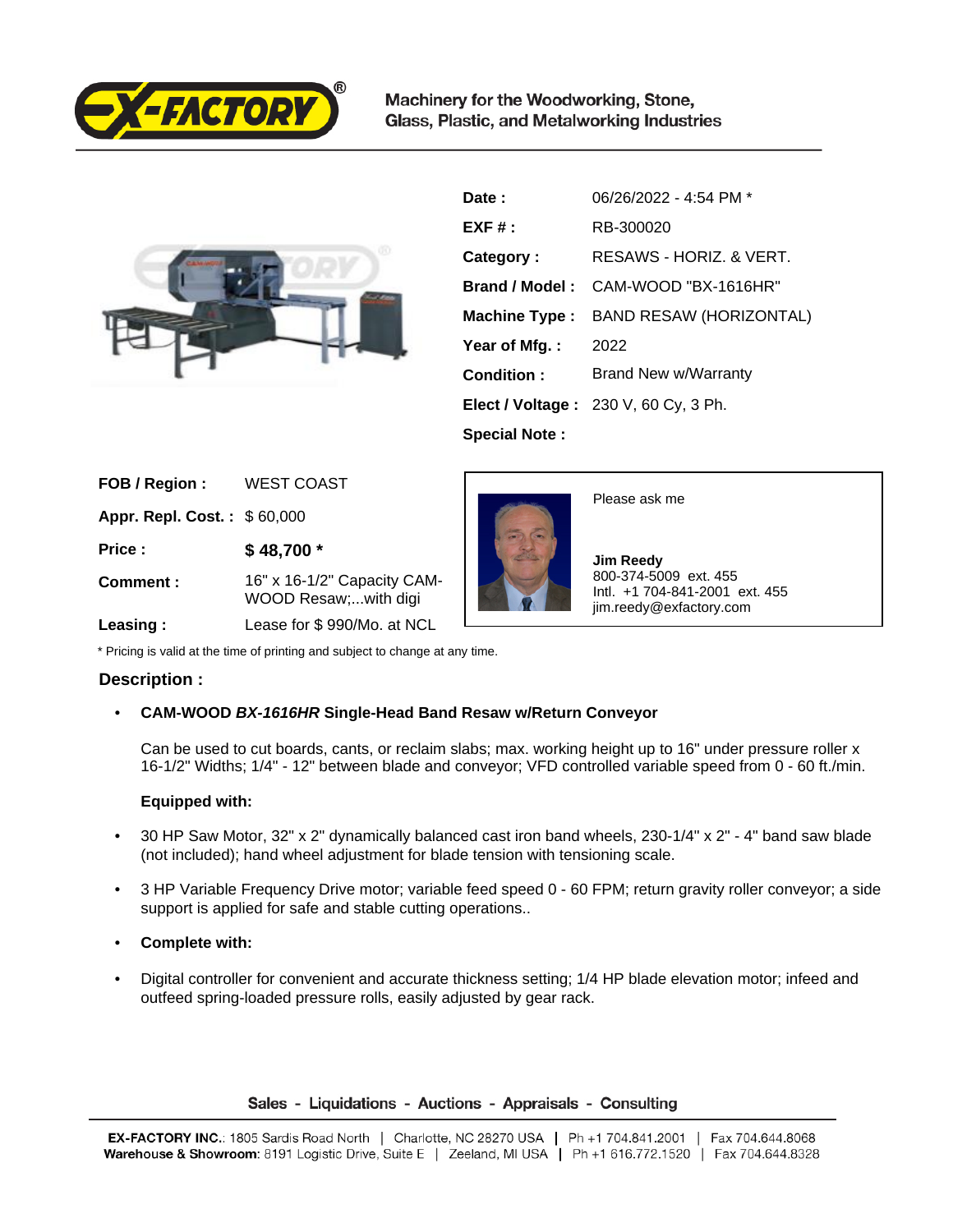Machinery for the Woodworking, Stone, Glass, Plastic, and Metalworking Industries

| | |
|---|---|
| **Date :** | 06/26/2022 - 4:54 PM * |
| **EXF # :** | RB-300020 |
| **Category :** | RESAWS - HORIZ. & VERT. |
| **Brand / Model :** | CAM-WOOD "BX-1616HR" |
| **Machine Type :** | BAND RESAW (HORIZONTAL) |
| **Year of Mfg. :** | 2022 |
| **Condition :** | Brand New w/Warranty |
| **Elect / Voltage :** | 230 V, 60 Cy, 3 Ph. |
| **Special Note :** | |

| | |
|---|---|
| **FOB / Region :** | WEST COAST |
| **Appr. Repl. Cost. :** | $ 60,000 |
| **Price :** | **$ 48,700 *** |
| **Comment :** | 16" x 16-1/2" Capacity CAM-WOOD Resaw;...with digi |
| **Leasing :** | Lease for $ 990/Mo. at NCL |

Please ask me

**Jim Reedy**
800-374-5009 ext. 455
Intl. +1 704-841-2001 ext. 455
jim.reedy@exfactory.com

* Pricing is valid at the time of printing and subject to change at any time.

## Description :

- **CAM-WOOD *BX-1616HR* Single-Head Band Resaw w/Return Conveyor**

  Can be used to cut boards, cants, or reclaim slabs; max. working height up to 16" under pressure roller x 16-1/2" Widths; 1/4" - 12" between blade and conveyor; VFD controlled variable speed from 0 - 60 ft./min.

  **Equipped with:**

- 30 HP Saw Motor, 32" x 2" dynamically balanced cast iron band wheels, 230-1/4" x 2" - 4" band saw blade (not included); hand wheel adjustment for blade tension with tensioning scale.
- 3 HP Variable Frequency Drive motor; variable feed speed 0 - 60 FPM; return gravity roller conveyor; a side support is applied for safe and stable cutting operations..
- **Complete with:**
- Digital controller for convenient and accurate thickness setting; 1/4 HP blade elevation motor; infeed and outfeed spring-loaded pressure rolls, easily adjusted by gear rack.

Sales - Liquidations - Auctions - Appraisals - Consulting

**EX-FACTORY INC.**: 1805 Sardis Road North | Charlotte, NC 28270 USA | Ph +1 704.841.2001 | Fax 704.644.8068
**Warehouse & Showroom**: 8191 Logistic Drive, Suite E | Zeeland, MI USA | Ph +1 616.772.1520 | Fax 704.644.8328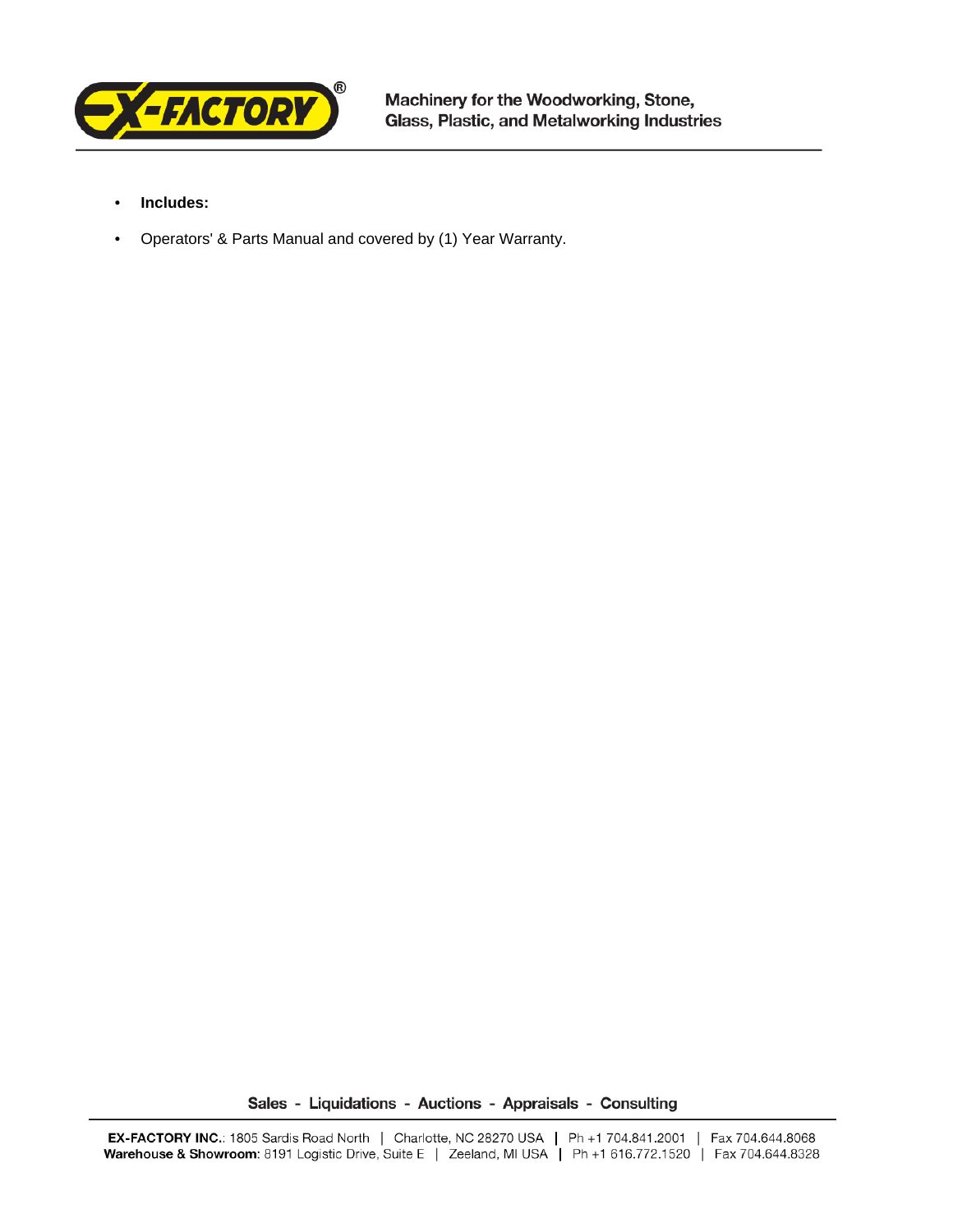- **Includes:**
- Operators' & Parts Manual and covered by (1) Year Warranty.